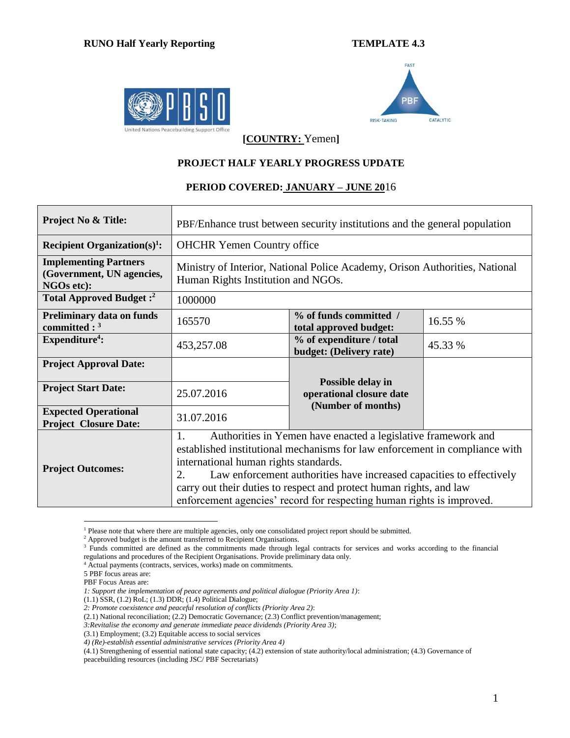**RUNO Half Yearly Reporting** **TEMPLATE 4.3**

United Nations Peacebuilding Support Office

FAST
PBF
RISK-TAKING CATALYTIC

**[COUNTRY: Yemen]**

**PROJECT HALF YEARLY PROGRESS UPDATE**

**PERIOD COVERED: JANUARY – JUNE 2016**

| | | | |
|---|---|---|---|
| **Project No & Title:** | PBF/Enhance trust between security institutions and the general population | | |
| **Recipient Organization(s)[1]:** | OHCHR Yemen Country office | | |
| **Implementing Partners (Government, UN agencies, NGOs etc):** | Ministry of Interior, National Police Academy, Orison Authorities, National Human Rights Institution and NGOs. | | |
| **Total Approved Budget :[2]** | 1000000 | | |
| **Preliminary data on funds committed : [3]** | 165570 | **% of funds committed / total approved budget:** | 16.55 % |
| **Expenditure[4]:** | 453,257.08 | **% of expenditure / total budget: (Delivery rate)** | 45.33 % |
| **Project Approval Date:** | | **Possible delay in operational closure date (Number of months)** | |
| **Project Start Date:** | 25.07.2016 | | |
| **Expected Operational Project Closure Date:** | 31.07.2016 | | |
| **Project Outcomes:** | 1. Authorities in Yemen have enacted a legislative framework and established institutional mechanisms for law enforcement in compliance with international human rights standards. 2. Law enforcement authorities have increased capacities to effectively carry out their duties to respect and protect human rights, and law enforcement agencies' record for respecting human rights is improved. | | |

[1] Please note that where there are multiple agencies, only one consolidated project report should be submitted.

[2] Approved budget is the amount transferred to Recipient Organisations.

[3] Funds committed are defined as the commitments made through legal contracts for services and works according to the financial regulations and procedures of the Recipient Organisations. Provide preliminary data only.

[4] Actual payments (contracts, services, works) made on commitments.

5 PBF focus areas are:

PBF Focus Areas are:

*1: Support the implementation of peace agreements and political dialogue (Priority Area 1)*:

(1.1) SSR, (1.2) RoL; (1.3) DDR; (1.4) Political Dialogue;

*2: Promote coexistence and peaceful resolution of conflicts (Priority Area 2)*:

(2.1) National reconciliation; (2.2) Democratic Governance; (2.3) Conflict prevention/management;

*3:Revitalise the economy and generate immediate peace dividends (Priority Area 3)*;

(3.1) Employment; (3.2) Equitable access to social services

*4) (Re)-establish essential administrative services (Priority Area 4)*

(4.1) Strengthening of essential national state capacity; (4.2) extension of state authority/local administration; (4.3) Governance of peacebuilding resources (including JSC/ PBF Secretariats)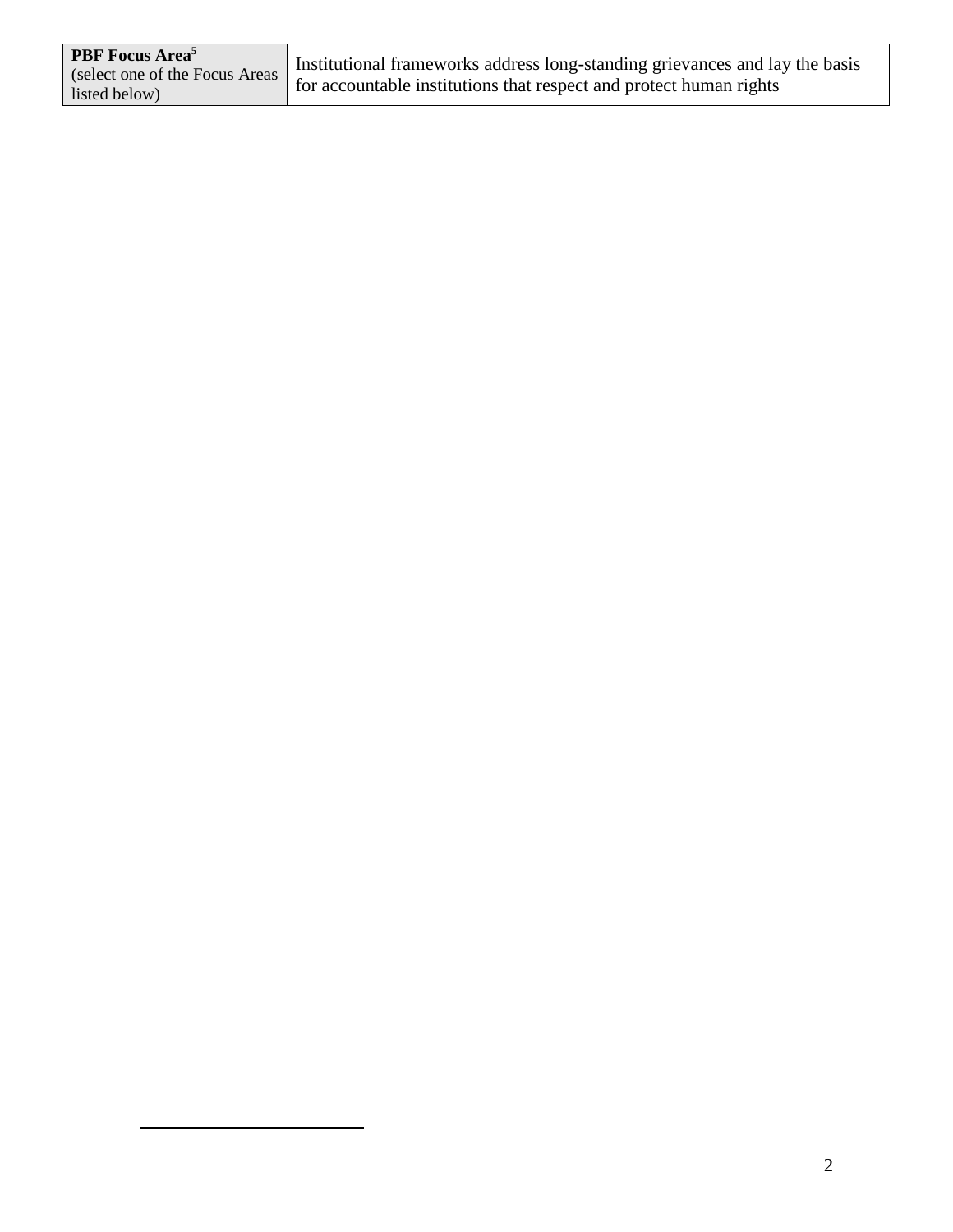| | |
|---|---|
| **PBF Focus Area**[5] (select one of the Focus Areas listed below) | Institutional frameworks address long-standing grievances and lay the basis for accountable institutions that respect and protect human rights |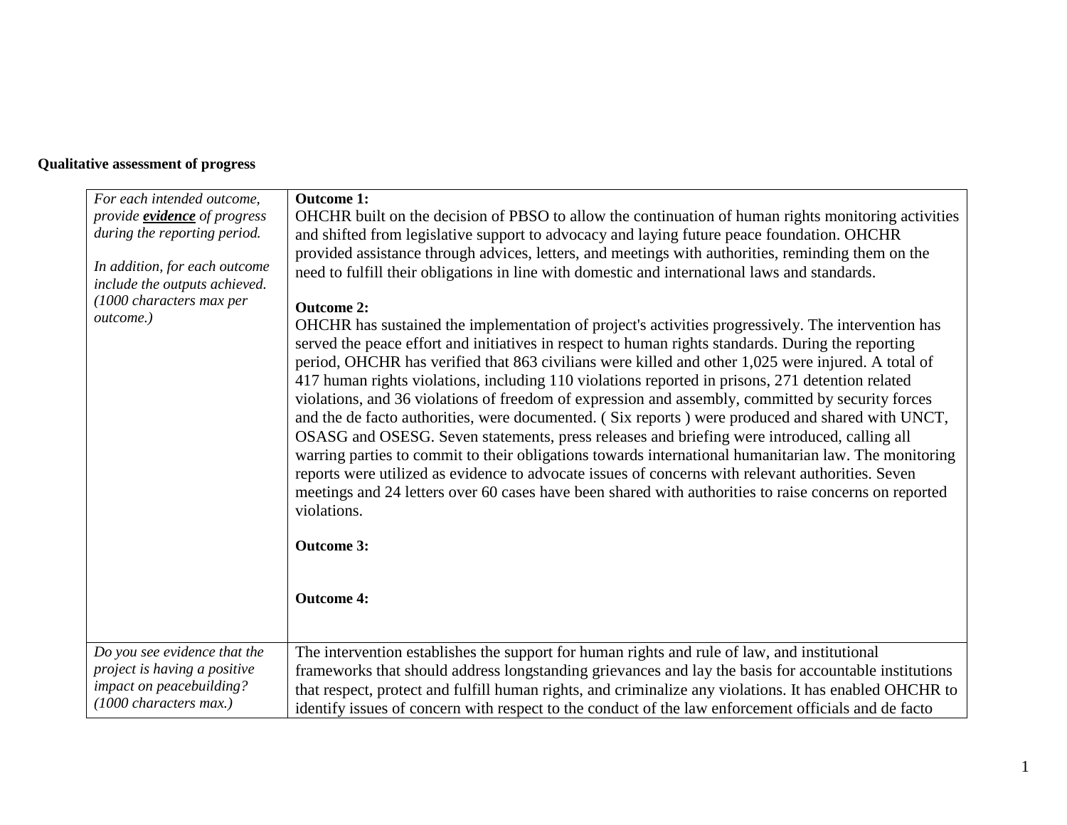**Qualitative assessment of progress**

| | |
|---|---|
| *For each intended outcome, provide **evidence** of progress during the reporting period.*<br><br>*In addition, for each outcome include the outputs achieved. (1000 characters max per outcome.)* | **Outcome 1:**<br>OHCHR built on the decision of PBSO to allow the continuation of human rights monitoring activities and shifted from legislative support to advocacy and laying future peace foundation. OHCHR provided assistance through advices, letters, and meetings with authorities, reminding them on the need to fulfill their obligations in line with domestic and international laws and standards.<br><br>**Outcome 2:**<br>OHCHR has sustained the implementation of project's activities progressively. The intervention has served the peace effort and initiatives in respect to human rights standards. During the reporting period, OHCHR has verified that 863 civilians were killed and other 1,025 were injured. A total of 417 human rights violations, including 110 violations reported in prisons, 271 detention related violations, and 36 violations of freedom of expression and assembly, committed by security forces and the de facto authorities, were documented. ( Six reports ) were produced and shared with UNCT, OSASG and OSESG. Seven statements, press releases and briefing were introduced, calling all warring parties to commit to their obligations towards international humanitarian law. The monitoring reports were utilized as evidence to advocate issues of concerns with relevant authorities. Seven meetings and 24 letters over 60 cases have been shared with authorities to raise concerns on reported violations.<br><br>**Outcome 3:**<br><br>**Outcome 4:** |
| *Do you see evidence that the project is having a positive impact on peacebuilding? (1000 characters max.)* | The intervention establishes the support for human rights and rule of law, and institutional frameworks that should address longstanding grievances and lay the basis for accountable institutions that respect, protect and fulfill human rights, and criminalize any violations. It has enabled OHCHR to identify issues of concern with respect to the conduct of the law enforcement officials and de facto |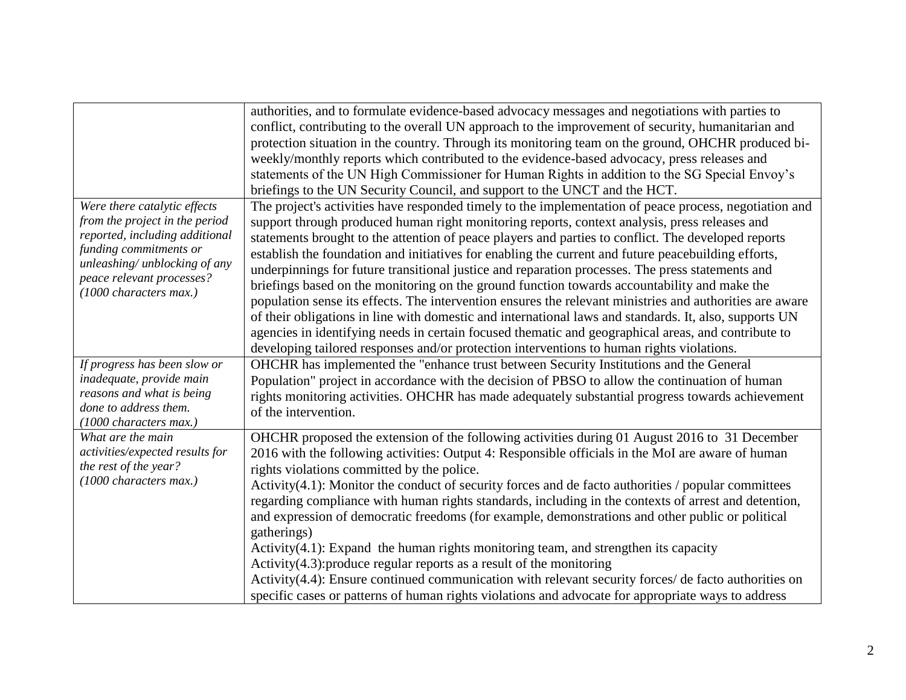| | |
|---|---|
| | authorities, and to formulate evidence-based advocacy messages and negotiations with parties to conflict, contributing to the overall UN approach to the improvement of security, humanitarian and protection situation in the country. Through its monitoring team on the ground, OHCHR produced bi-weekly/monthly reports which contributed to the evidence-based advocacy, press releases and statements of the UN High Commissioner for Human Rights in addition to the SG Special Envoy's briefings to the UN Security Council, and support to the UNCT and the HCT. |
| *Were there catalytic effects from the project in the period reported, including additional funding commitments or unleashing/ unblocking of any peace relevant processes? (1000 characters max.)* | The project's activities have responded timely to the implementation of peace process, negotiation and support through produced human right monitoring reports, context analysis, press releases and statements brought to the attention of peace players and parties to conflict. The developed reports establish the foundation and initiatives for enabling the current and future peacebuilding efforts, underpinnings for future transitional justice and reparation processes. The press statements and briefings based on the monitoring on the ground function towards accountability and make the population sense its effects. The intervention ensures the relevant ministries and authorities are aware of their obligations in line with domestic and international laws and standards. It, also, supports UN agencies in identifying needs in certain focused thematic and geographical areas, and contribute to developing tailored responses and/or protection interventions to human rights violations. |
| *If progress has been slow or inadequate, provide main reasons and what is being done to address them. (1000 characters max.)* | OHCHR has implemented the "enhance trust between Security Institutions and the General Population" project in accordance with the decision of PBSO to allow the continuation of human rights monitoring activities. OHCHR has made adequately substantial progress towards achievement of the intervention. |
| *What are the main activities/expected results for the rest of the year? (1000 characters max.)* | OHCHR proposed the extension of the following activities during 01 August 2016 to 31 December 2016 with the following activities: Output 4: Responsible officials in the MoI are aware of human rights violations committed by the police.<br>Activity(4.1): Monitor the conduct of security forces and de facto authorities / popular committees regarding compliance with human rights standards, including in the contexts of arrest and detention, and expression of democratic freedoms (for example, demonstrations and other public or political gatherings)<br>Activity(4.1): Expand the human rights monitoring team, and strengthen its capacity<br>Activity(4.3):produce regular reports as a result of the monitoring<br>Activity(4.4): Ensure continued communication with relevant security forces/ de facto authorities on specific cases or patterns of human rights violations and advocate for appropriate ways to address |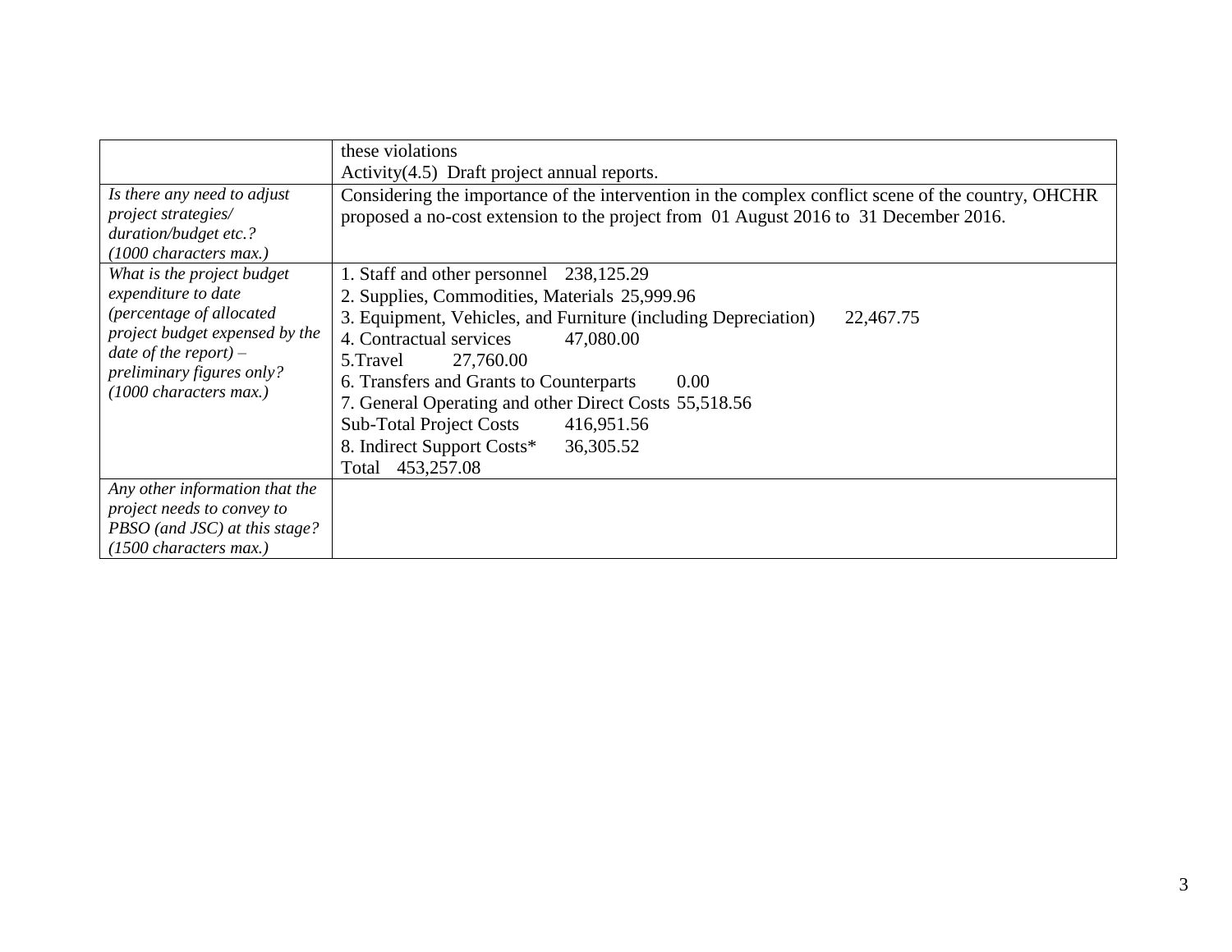| | |
|---|---|
| | these violations<br>Activity(4.5) Draft project annual reports. |
| *Is there any need to adjust project strategies/ duration/budget etc.? (1000 characters max.)* | Considering the importance of the intervention in the complex conflict scene of the country, OHCHR proposed a no-cost extension to the project from 01 August 2016 to 31 December 2016. |
| *What is the project budget expenditure to date (percentage of allocated project budget expensed by the date of the report) – preliminary figures only? (1000 characters max.)* | 1. Staff and other personnel 238,125.29<br>2. Supplies, Commodities, Materials 25,999.96<br>3. Equipment, Vehicles, and Furniture (including Depreciation) 22,467.75<br>4. Contractual services 47,080.00<br>5.Travel 27,760.00<br>6. Transfers and Grants to Counterparts 0.00<br>7. General Operating and other Direct Costs 55,518.56<br>Sub-Total Project Costs 416,951.56<br>8. Indirect Support Costs* 36,305.52<br>Total 453,257.08 |
| *Any other information that the project needs to convey to PBSO (and JSC) at this stage? (1500 characters max.)* | |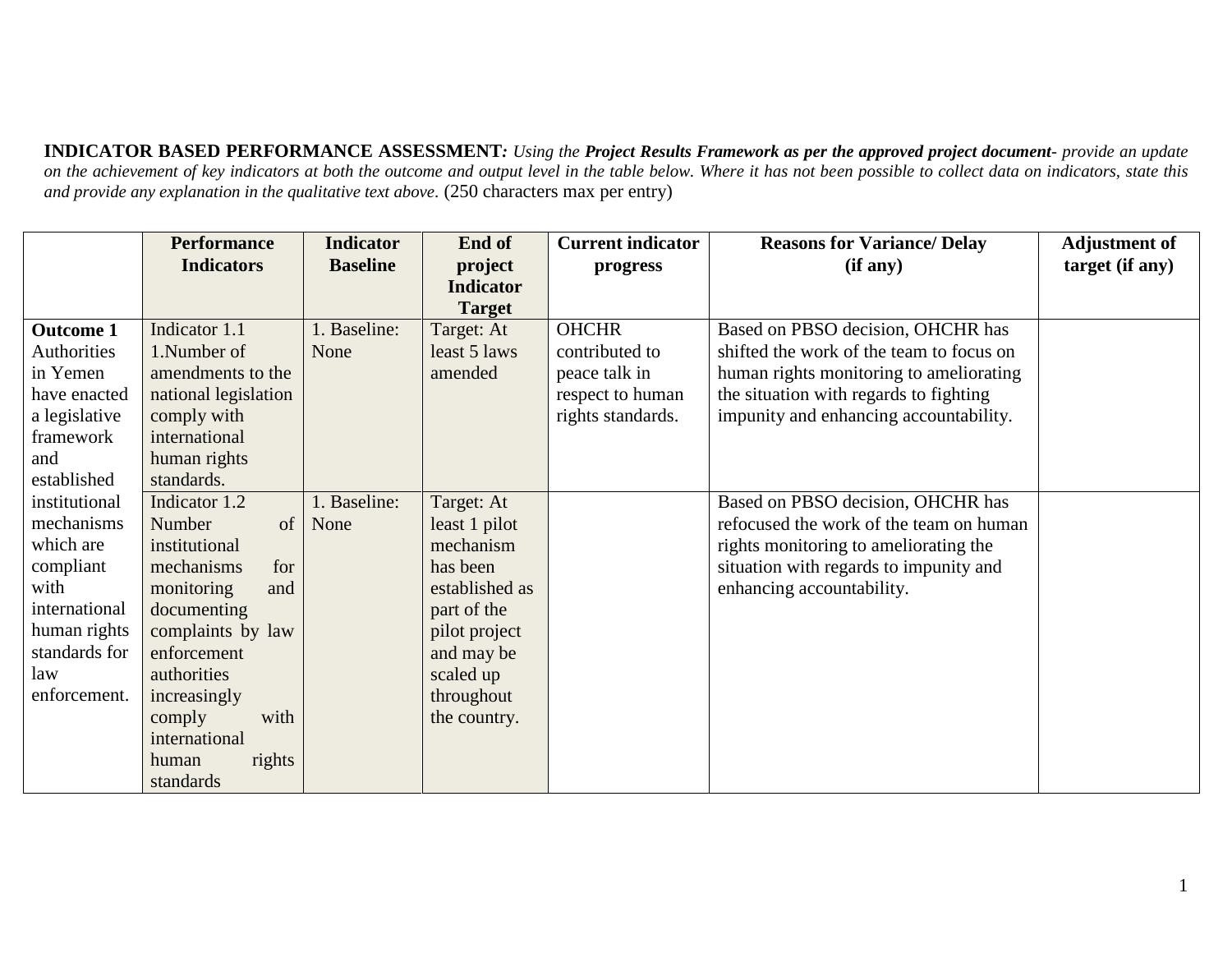**INDICATOR BASED PERFORMANCE ASSESSMENT***: Using the* ***Project Results Framework as per the approved project document****- provide an update on the achievement of key indicators at both the outcome and output level in the table below. Where it has not been possible to collect data on indicators, state this and provide any explanation in the qualitative text above.* (250 characters max per entry)

| | Performance Indicators | Indicator Baseline | End of project Indicator Target | Current indicator progress | Reasons for Variance/ Delay (if any) | Adjustment of target (if any) |
|---|---|---|---|---|---|---|
| **Outcome 1** Authorities in Yemen have enacted a legislative framework and established institutional mechanisms which are compliant with international human rights standards for law enforcement. | Indicator 1.1 1.Number of amendments to the national legislation comply with international human rights standards. | 1. Baseline: None | Target: At least 5 laws amended | OHCHR contributed to peace talk in respect to human rights standards. | Based on PBSO decision, OHCHR has shifted the work of the team to focus on human rights monitoring to ameliorating the situation with regards to fighting impunity and enhancing accountability. | |
| | Indicator 1.2 Number of institutional mechanisms for monitoring and documenting complaints by law enforcement authorities increasingly comply with international human rights standards | 1. Baseline: None | Target: At least 1 pilot mechanism has been established as part of the pilot project and may be scaled up throughout the country. | | Based on PBSO decision, OHCHR has refocused the work of the team on human rights monitoring to ameliorating the situation with regards to impunity and enhancing accountability. | |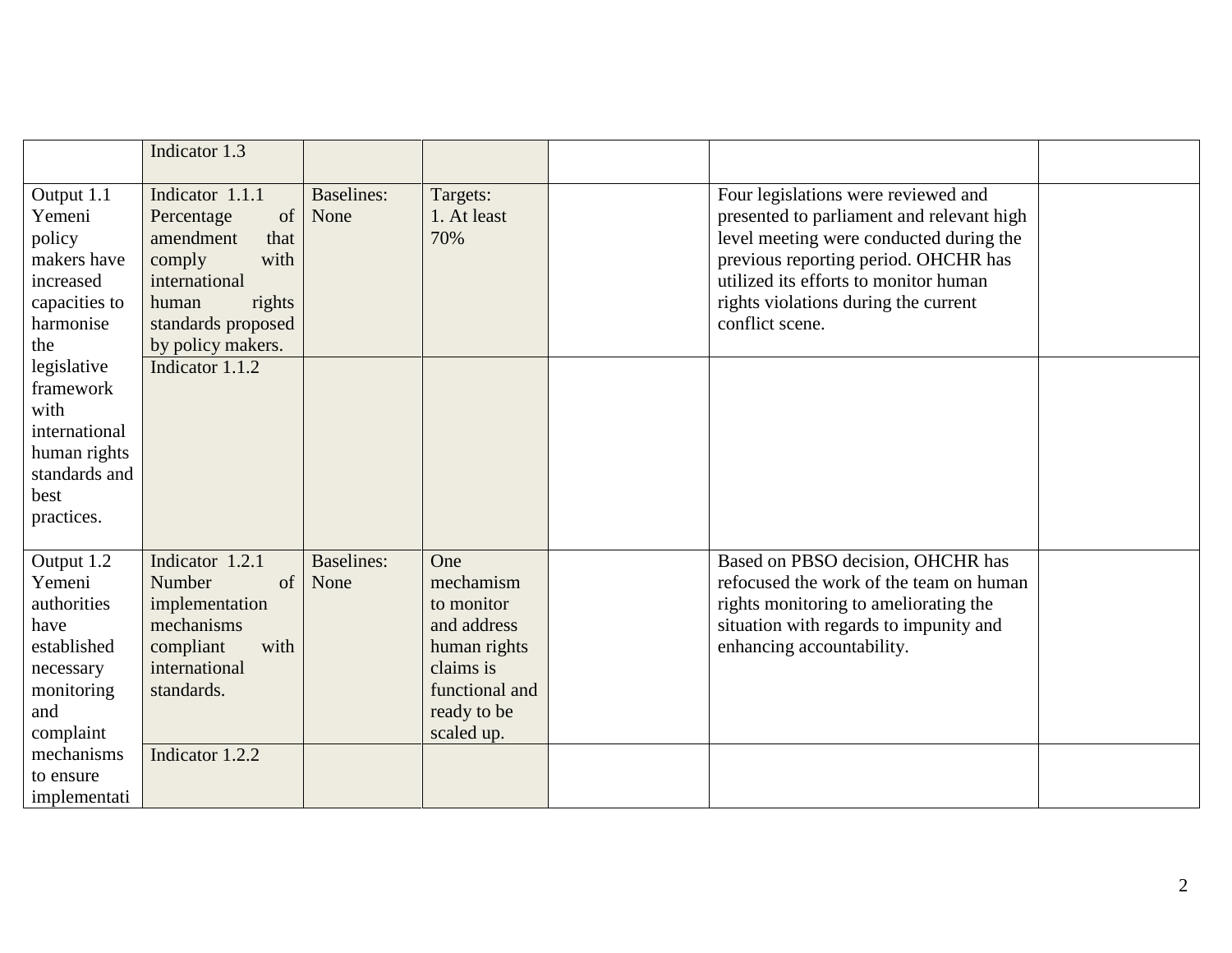| | | | | | | |
|---|---|---|---|---|---|---|
| | Indicator 1.3 | | | | | |
| Output 1.1 Yemeni policy makers have increased capacities to harmonise the legislative framework with international human rights standards and best practices. | Indicator 1.1.1 Percentage of amendment that comply with international human rights standards proposed by policy makers. | Baselines: None | Targets: 1. At least 70% | | Four legislations were reviewed and presented to parliament and relevant high level meeting were conducted during the previous reporting period. OHCHR has utilized its efforts to monitor human rights violations during the current conflict scene. | |
| | Indicator 1.1.2 | | | | | |
| Output 1.2 Yemeni authorities have established necessary monitoring and complaint mechanisms to ensure implementati | Indicator 1.2.1 Number of implementation mechanisms compliant with international standards. | Baselines: None | One mechamism to monitor and address human rights claims is functional and ready to be scaled up. | | Based on PBSO decision, OHCHR has refocused the work of the team on human rights monitoring to ameliorating the situation with regards to impunity and enhancing accountability. | |
| | Indicator 1.2.2 | | | | | |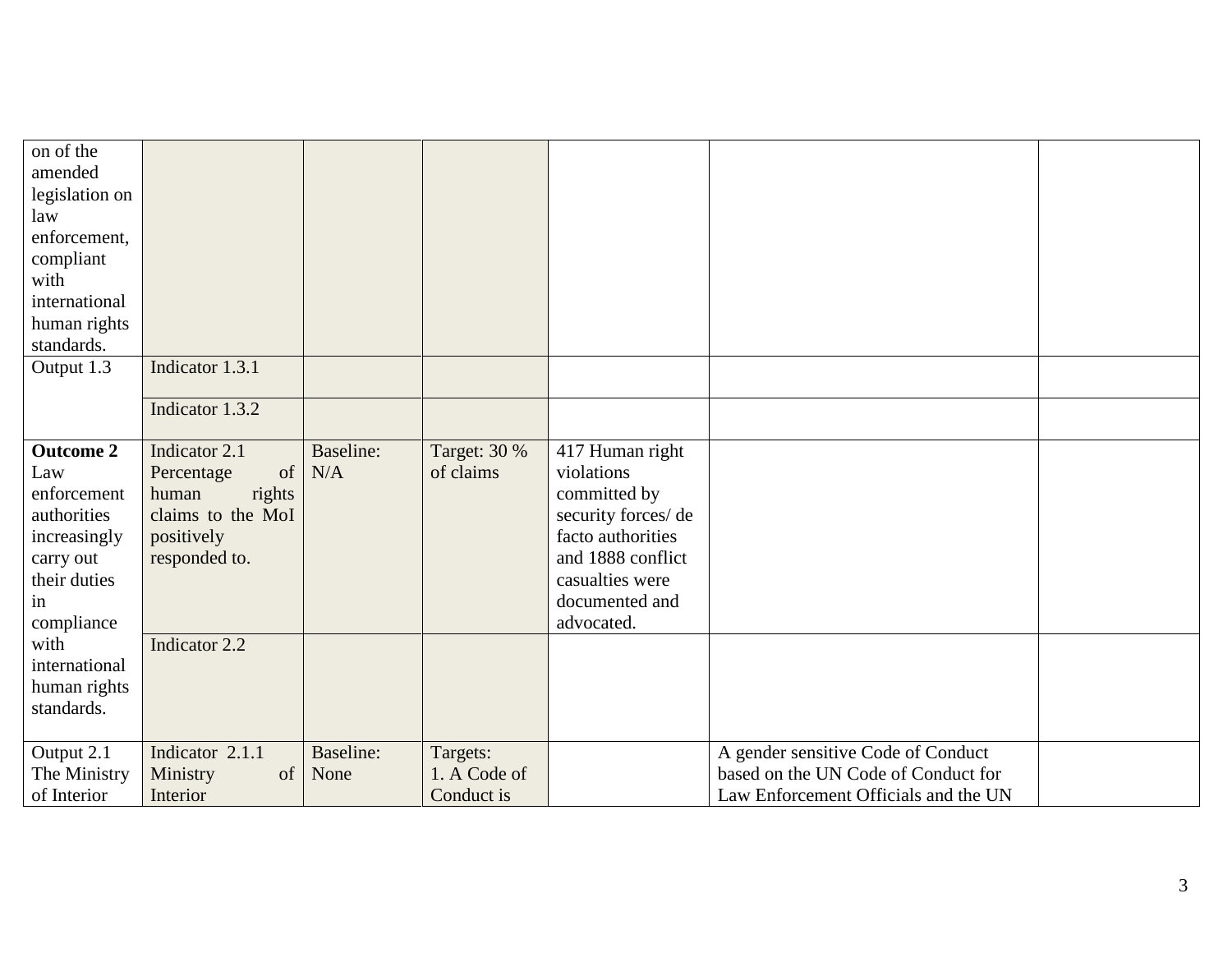| | | | | | | |
|---|---|---|---|---|---|---|
| on of the amended legislation on law enforcement, compliant with international human rights standards. | | | | | | |
| Output 1.3 | Indicator 1.3.1 | | | | | |
| | Indicator 1.3.2 | | | | | |
| **Outcome 2** Law enforcement authorities increasingly carry out their duties in compliance with international human rights standards. | Indicator 2.1 Percentage of human rights claims to the MoI positively responded to. | Baseline: N/A | Target: 30 % of claims | 417 Human right violations committed by security forces/ de facto authorities and 1888 conflict casualties were documented and advocated. | | |
| | Indicator 2.2 | | | | | |
| Output 2.1 The Ministry of Interior | Indicator 2.1.1 Ministry of Interior | Baseline: None | Targets: 1. A Code of Conduct is | | A gender sensitive Code of Conduct based on the UN Code of Conduct for Law Enforcement Officials and the UN | |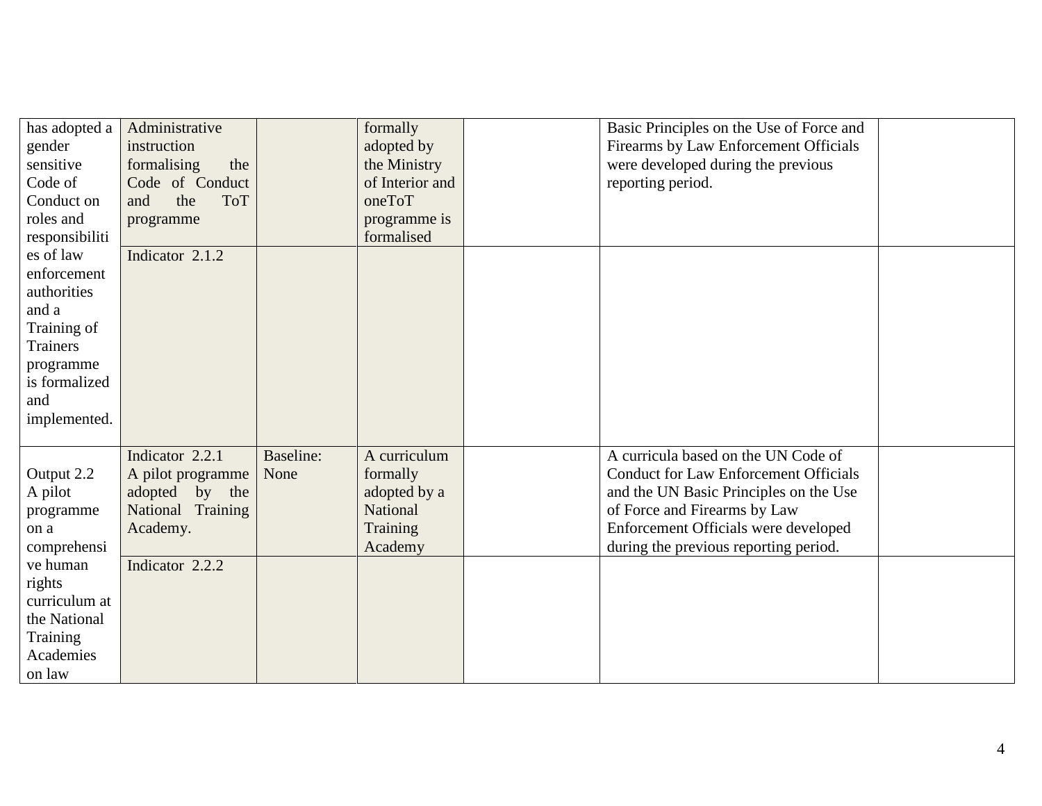| | | | | | | |
|---|---|---|---|---|---|---|
| has adopted a gender sensitive Code of Conduct on roles and responsibilities of law enforcement authorities and a Training of Trainers programme is formalized and implemented. | Administrative instruction formalising the Code of Conduct and the ToT programme | | formally adopted by the Ministry of Interior and oneToT programme is formalised | | Basic Principles on the Use of Force and Firearms by Law Enforcement Officials were developed during the previous reporting period. | |
| | Indicator 2.1.2 | | | | | |
| Output 2.2 A pilot programme on a comprehensive human rights curriculum at the National Training Academies on law | Indicator 2.2.1 A pilot programme adopted by the National Training Academy. | Baseline: None | A curriculum formally adopted by a National Training Academy | | A curricula based on the UN Code of Conduct for Law Enforcement Officials and the UN Basic Principles on the Use of Force and Firearms by Law Enforcement Officials were developed during the previous reporting period. | |
| | Indicator 2.2.2 | | | | | |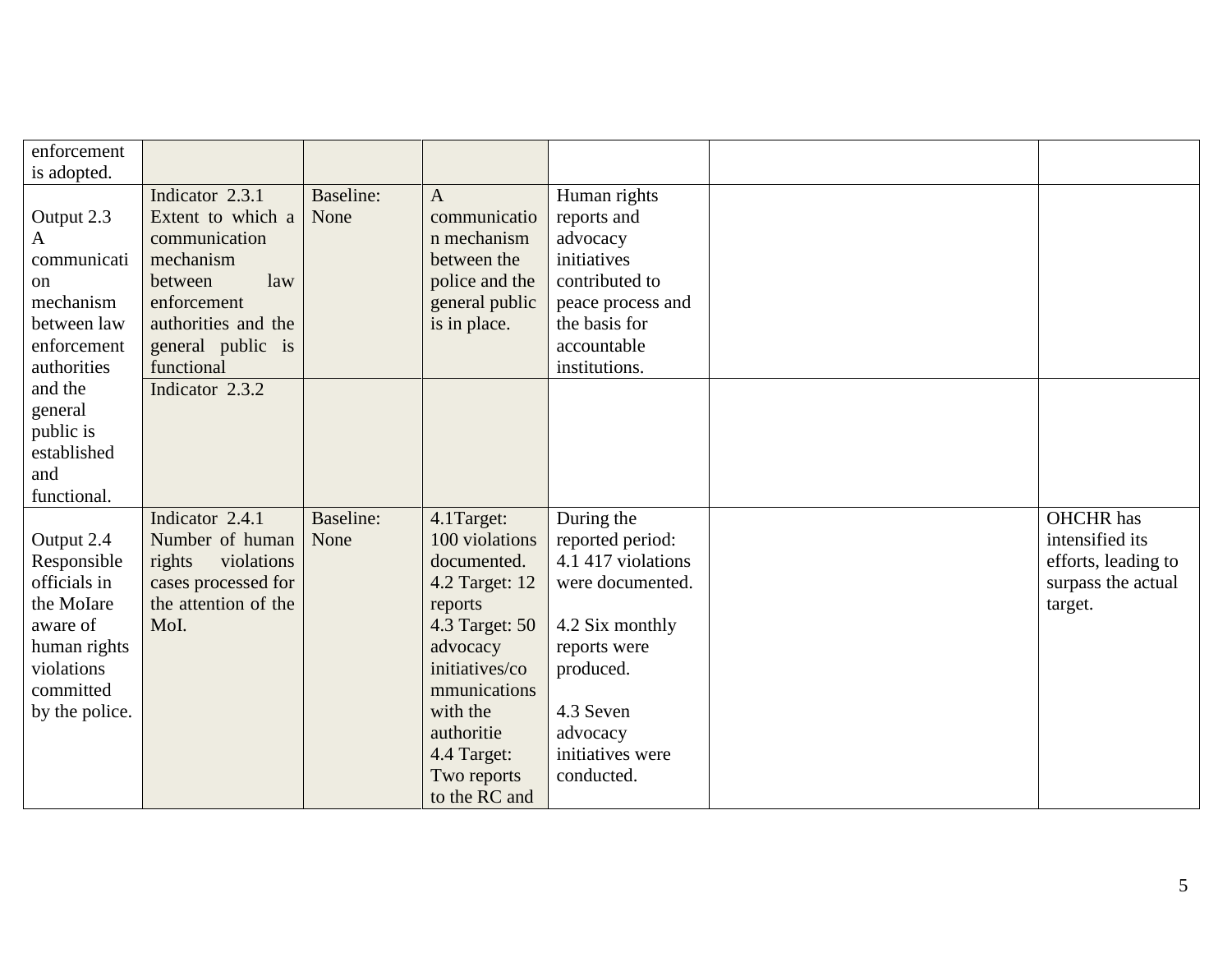| | | | | | | |
|---|---|---|---|---|---|---|
| enforcement is adopted. | | | | | | |
| Output 2.3 A communication mechanism between law enforcement authorities and the general public is established and functional. | Indicator 2.3.1 Extent to which a communication mechanism between law enforcement authorities and the general public is functional | Baseline: None | A communication mechanism between the police and the general public is in place. | Human rights reports and advocacy initiatives contributed to peace process and the basis for accountable institutions. | | |
| | Indicator 2.3.2 | | | | | |
| Output 2.4 Responsible officials in the MoIare aware of human rights violations committed by the police. | Indicator 2.4.1 Number of human rights violations cases processed for the attention of the MoI. | Baseline: None | 4.1Target: 100 violations documented. 4.2 Target: 12 reports 4.3 Target: 50 advocacy initiatives/communications with the authoritie 4.4 Target: Two reports to the RC and | During the reported period: 4.1 417 violations were documented. 4.2 Six monthly reports were produced. 4.3 Seven advocacy initiatives were conducted. | | OHCHR has intensified its efforts, leading to surpass the actual target. |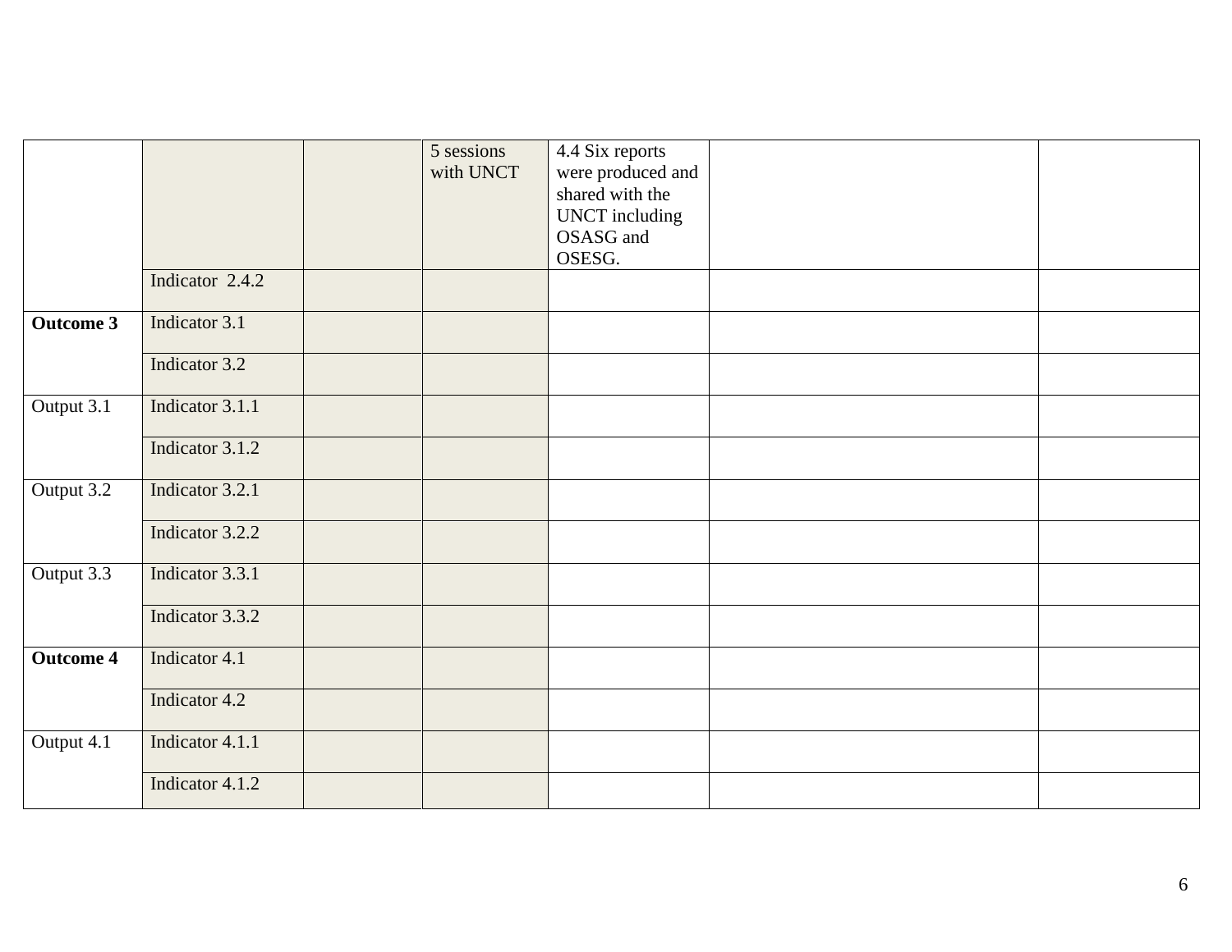| | | | | | | |
|---|---|---|---|---|---|---|
| | | | 5 sessions with UNCT | 4.4 Six reports were produced and shared with the UNCT including OSASG and OSESG. | | |
| | Indicator 2.4.2 | | | | | |
| **Outcome 3** | Indicator 3.1 | | | | | |
| | Indicator 3.2 | | | | | |
| Output 3.1 | Indicator 3.1.1 | | | | | |
| | Indicator 3.1.2 | | | | | |
| Output 3.2 | Indicator 3.2.1 | | | | | |
| | Indicator 3.2.2 | | | | | |
| Output 3.3 | Indicator 3.3.1 | | | | | |
| | Indicator 3.3.2 | | | | | |
| **Outcome 4** | Indicator 4.1 | | | | | |
| | Indicator 4.2 | | | | | |
| Output 4.1 | Indicator 4.1.1 | | | | | |
| | Indicator 4.1.2 | | | | | |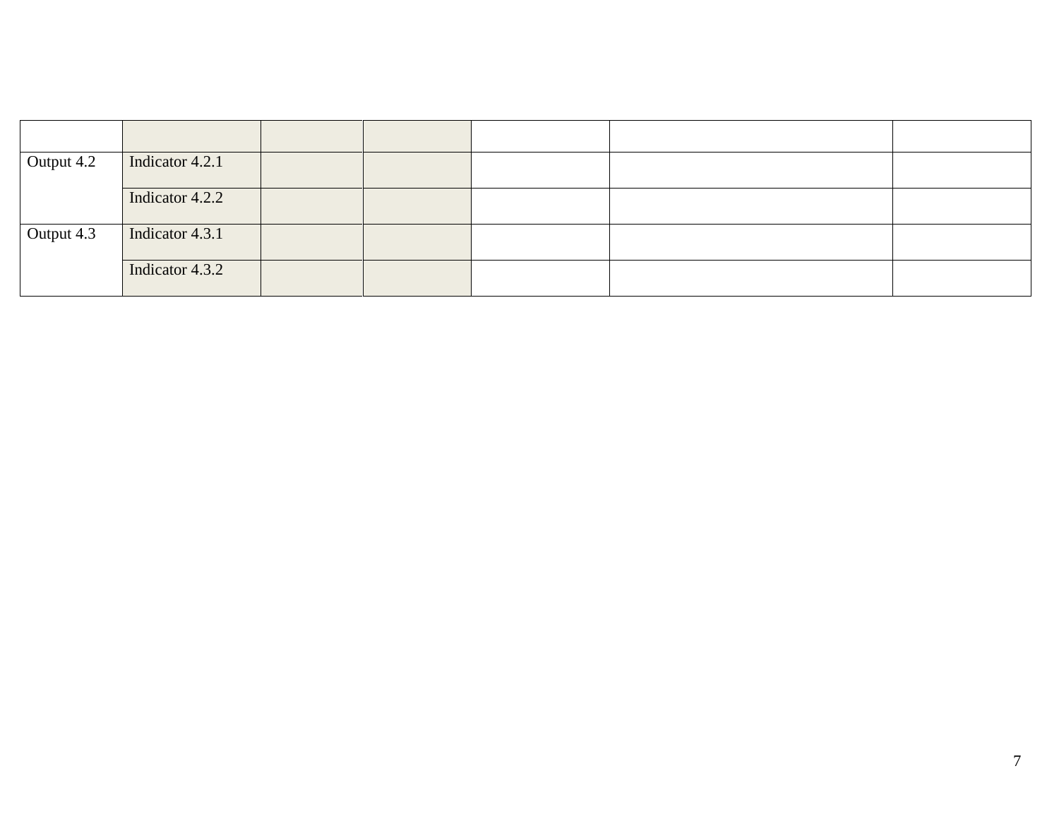| | | | | | | |
|---|---|---|---|---|---|---|
| | | | | | | |
| Output 4.2 | Indicator 4.2.1 | | | | | |
| | Indicator 4.2.2 | | | | | |
| Output 4.3 | Indicator 4.3.1 | | | | | |
| | Indicator 4.3.2 | | | | | |